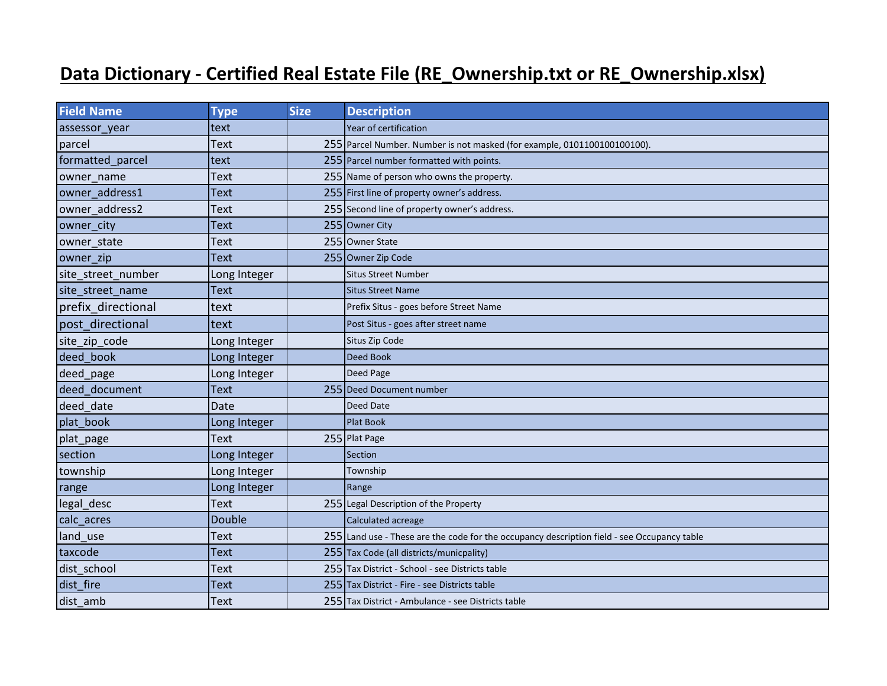# Data Dictionary - Certified Real Estate File (RE_Ownership.txt or RE_Ownership.xlsx)

| Field Name | Type | Size | Description |
|---|---|---|---|
| assessor_year | text | | Year of certification |
| parcel | Text | 255 | Parcel Number. Number is not masked (for example, 0101100100100100). |
| formatted_parcel | text | 255 | Parcel number formatted with points. |
| owner_name | Text | 255 | Name of person who owns the property. |
| owner_address1 | Text | 255 | First line of property owner's address. |
| owner_address2 | Text | 255 | Second line of property owner's address. |
| owner_city | Text | 255 | Owner City |
| owner_state | Text | 255 | Owner State |
| owner_zip | Text | 255 | Owner Zip Code |
| site_street_number | Long Integer | | Situs Street Number |
| site_street_name | Text | | Situs Street Name |
| prefix_directional | text | | Prefix Situs - goes before Street Name |
| post_directional | text | | Post Situs - goes after street name |
| site_zip_code | Long Integer | | Situs Zip Code |
| deed_book | Long Integer | | Deed Book |
| deed_page | Long Integer | | Deed Page |
| deed_document | Text | 255 | Deed Document number |
| deed_date | Date | | Deed Date |
| plat_book | Long Integer | | Plat Book |
| plat_page | Text | 255 | Plat Page |
| section | Long Integer | | Section |
| township | Long Integer | | Township |
| range | Long Integer | | Range |
| legal_desc | Text | 255 | Legal Description of the Property |
| calc_acres | Double | | Calculated acreage |
| land_use | Text | 255 | Land use - These are the code for the occupancy description field - see Occupancy table |
| taxcode | Text | 255 | Tax Code (all districts/municpality) |
| dist_school | Text | 255 | Tax District - School - see Districts table |
| dist_fire | Text | 255 | Tax District - Fire - see Districts table |
| dist_amb | Text | 255 | Tax District - Ambulance - see Districts table |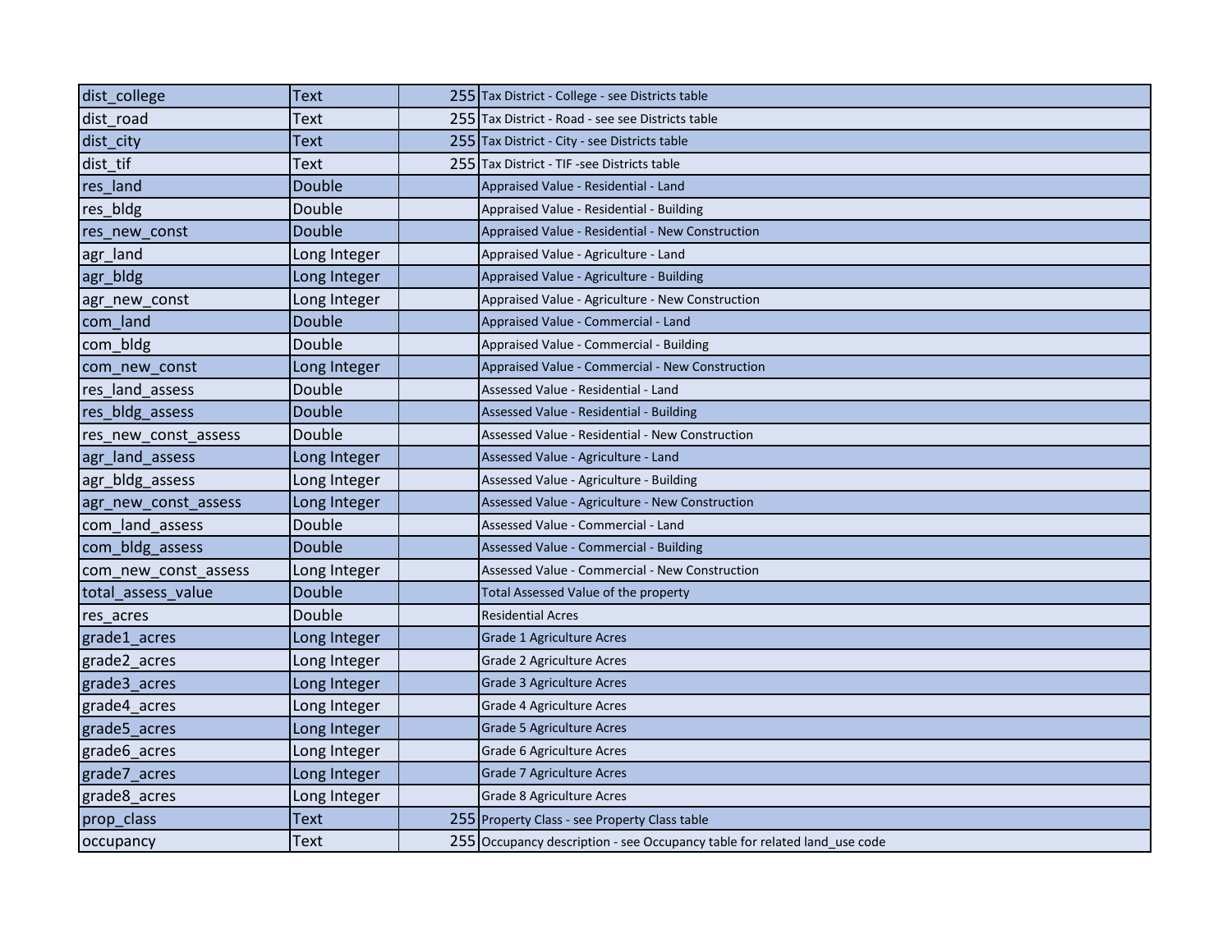| dist_college | Text | 255 | Tax District - College - see Districts table |
|---|---|---|---|
| dist_road | Text | 255 | Tax District - Road - see see Districts table |
| dist_city | Text | 255 | Tax District - City - see Districts table |
| dist_tif | Text | 255 | Tax District - TIF -see Districts table |
| res_land | Double | | Appraised Value - Residential - Land |
| res_bldg | Double | | Appraised Value - Residential - Building |
| res_new_const | Double | | Appraised Value - Residential - New Construction |
| agr_land | Long Integer | | Appraised Value - Agriculture - Land |
| agr_bldg | Long Integer | | Appraised Value - Agriculture - Building |
| agr_new_const | Long Integer | | Appraised Value - Agriculture - New Construction |
| com_land | Double | | Appraised Value - Commercial - Land |
| com_bldg | Double | | Appraised Value - Commercial - Building |
| com_new_const | Long Integer | | Appraised Value - Commercial - New Construction |
| res_land_assess | Double | | Assessed Value - Residential - Land |
| res_bldg_assess | Double | | Assessed Value - Residential - Building |
| res_new_const_assess | Double | | Assessed Value - Residential - New Construction |
| agr_land_assess | Long Integer | | Assessed Value - Agriculture - Land |
| agr_bldg_assess | Long Integer | | Assessed Value - Agriculture - Building |
| agr_new_const_assess | Long Integer | | Assessed Value - Agriculture - New Construction |
| com_land_assess | Double | | Assessed Value - Commercial - Land |
| com_bldg_assess | Double | | Assessed Value - Commercial - Building |
| com_new_const_assess | Long Integer | | Assessed Value - Commercial - New Construction |
| total_assess_value | Double | | Total Assessed Value of the property |
| res_acres | Double | | Residential Acres |
| grade1_acres | Long Integer | | Grade 1 Agriculture Acres |
| grade2_acres | Long Integer | | Grade 2 Agriculture Acres |
| grade3_acres | Long Integer | | Grade 3 Agriculture Acres |
| grade4_acres | Long Integer | | Grade 4 Agriculture Acres |
| grade5_acres | Long Integer | | Grade 5 Agriculture Acres |
| grade6_acres | Long Integer | | Grade 6 Agriculture Acres |
| grade7_acres | Long Integer | | Grade 7 Agriculture Acres |
| grade8_acres | Long Integer | | Grade 8 Agriculture Acres |
| prop_class | Text | 255 | Property Class - see Property Class table |
| occupancy | Text | 255 | Occupancy description - see Occupancy table for related land_use code |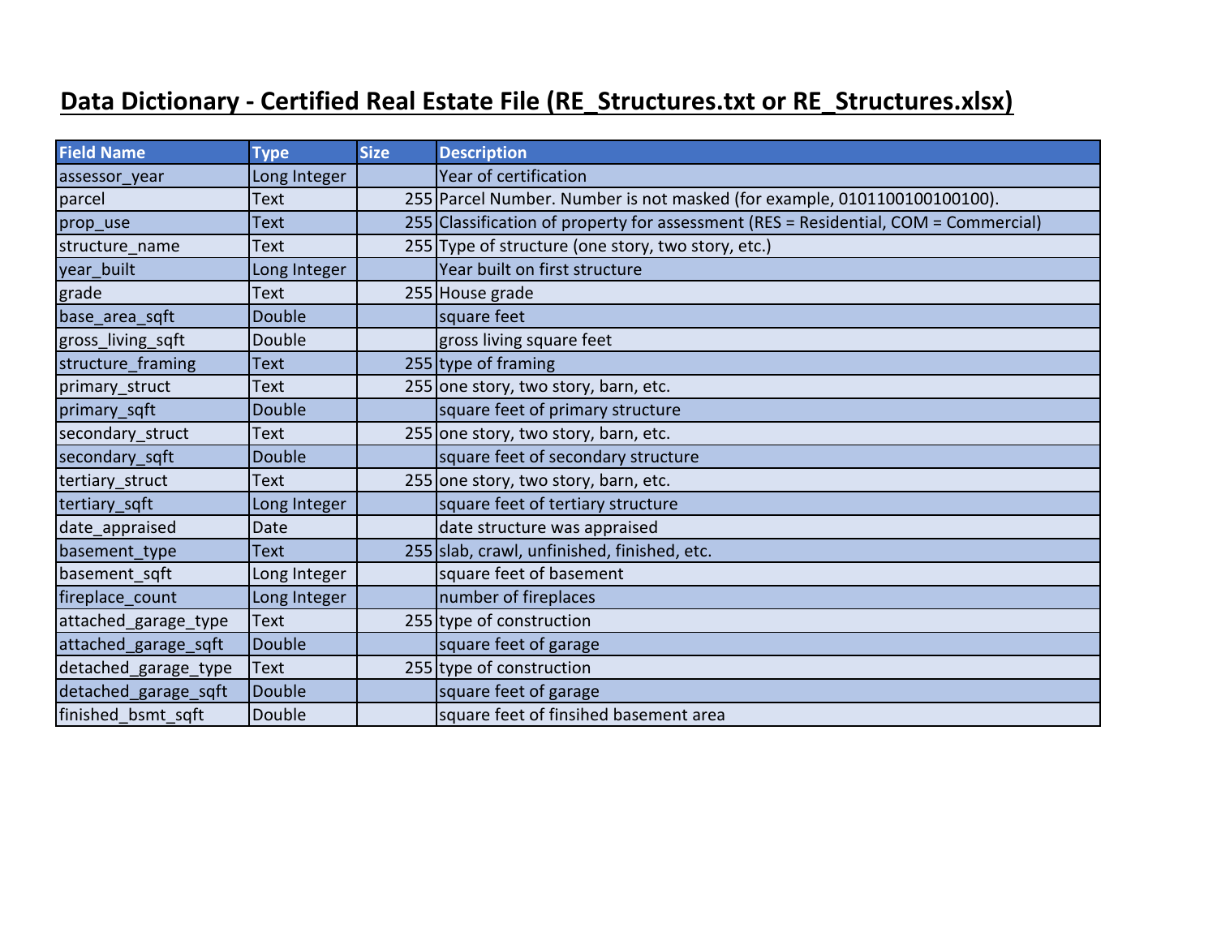# Data Dictionary - Certified Real Estate File (RE_Structures.txt or RE_Structures.xlsx)

| Field Name | Type | Size | Description |
|---|---|---|---|
| assessor_year | Long Integer | | Year of certification |
| parcel | Text | 255 | Parcel Number. Number is not masked (for example, 0101100100100100). |
| prop_use | Text | 255 | Classification of property for assessment (RES = Residential, COM = Commercial) |
| structure_name | Text | 255 | Type of structure (one story, two story, etc.) |
| year_built | Long Integer | | Year built on first structure |
| grade | Text | 255 | House grade |
| base_area_sqft | Double | | square feet |
| gross_living_sqft | Double | | gross living square feet |
| structure_framing | Text | 255 | type of framing |
| primary_struct | Text | 255 | one story, two story, barn, etc. |
| primary_sqft | Double | | square feet of primary structure |
| secondary_struct | Text | 255 | one story, two story, barn, etc. |
| secondary_sqft | Double | | square feet of secondary structure |
| tertiary_struct | Text | 255 | one story, two story, barn, etc. |
| tertiary_sqft | Long Integer | | square feet of tertiary structure |
| date_appraised | Date | | date structure was appraised |
| basement_type | Text | 255 | slab, crawl, unfinished, finished, etc. |
| basement_sqft | Long Integer | | square feet of basement |
| fireplace_count | Long Integer | | number of fireplaces |
| attached_garage_type | Text | 255 | type of construction |
| attached_garage_sqft | Double | | square feet of garage |
| detached_garage_type | Text | 255 | type of construction |
| detached_garage_sqft | Double | | square feet of garage |
| finished_bsmt_sqft | Double | | square feet of finsihed basement area |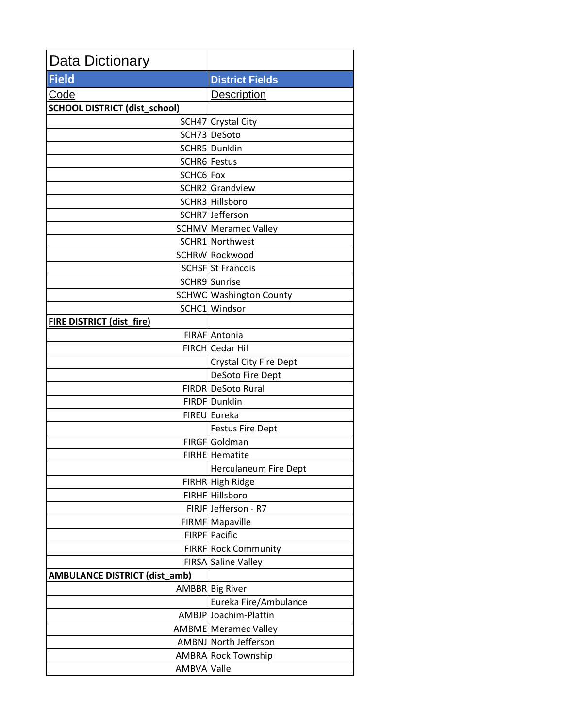| Data Dictionary | |
|---|---|
| **Field** | **District Fields** |
| Code | Description |
| **SCHOOL DISTRICT (dist_school)** | |
| SCH47 | Crystal City |
| SCH73 | DeSoto |
| SCHR5 | Dunklin |
| SCHR6 | Festus |
| SCHC6 | Fox |
| SCHR2 | Grandview |
| SCHR3 | Hillsboro |
| SCHR7 | Jefferson |
| SCHMV | Meramec Valley |
| SCHR1 | Northwest |
| SCHRW | Rockwood |
| SCHSF | St Francois |
| SCHR9 | Sunrise |
| SCHWC | Washington County |
| SCHC1 | Windsor |
| **FIRE DISTRICT (dist_fire)** | |
| FIRAF | Antonia |
| FIRCH | Cedar Hil |
| | Crystal City Fire Dept |
| | DeSoto Fire Dept |
| FIRDR | DeSoto Rural |
| FIRDF | Dunklin |
| FIREU | Eureka |
| | Festus Fire Dept |
| FIRGF | Goldman |
| FIRHE | Hematite |
| | Herculaneum Fire Dept |
| FIRHR | High Ridge |
| FIRHF | Hillsboro |
| FIRJF | Jefferson - R7 |
| FIRMF | Mapaville |
| FIRPF | Pacific |
| FIRRF | Rock Community |
| FIRSA | Saline Valley |
| **AMBULANCE DISTRICT (dist_amb)** | |
| AMBBR | Big River |
| | Eureka Fire/Ambulance |
| AMBJP | Joachim-Plattin |
| AMBME | Meramec Valley |
| AMBNJ | North Jefferson |
| AMBRA | Rock Township |
| AMBVA | Valle |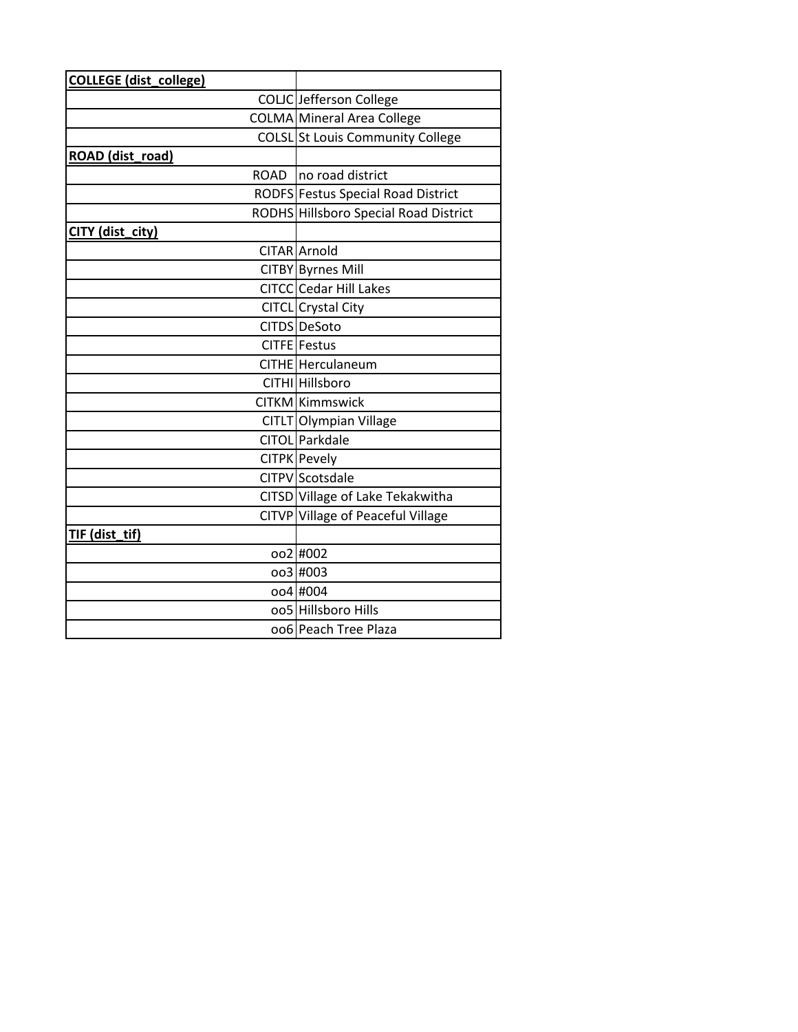| | |
|---|---|
| **COLLEGE (dist_college)** | |
| COLJC | Jefferson College |
| COLMA | Mineral Area College |
| COLSL | St Louis Community College |
| **ROAD (dist_road)** | |
| ROAD | no road district |
| RODFS | Festus Special Road District |
| RODHS | Hillsboro Special Road District |
| **CITY (dist_city)** | |
| CITAR | Arnold |
| CITBY | Byrnes Mill |
| CITCC | Cedar Hill Lakes |
| CITCL | Crystal City |
| CITDS | DeSoto |
| CITFE | Festus |
| CITHE | Herculaneum |
| CITHI | Hillsboro |
| CITKM | Kimmswick |
| CITLT | Olympian Village |
| CITOL | Parkdale |
| CITPK | Pevely |
| CITPV | Scotsdale |
| CITSD | Village of Lake Tekakwitha |
| CITVP | Village of Peaceful Village |
| **TIF (dist_tif)** | |
| oo2 | #002 |
| oo3 | #003 |
| oo4 | #004 |
| oo5 | Hillsboro Hills |
| oo6 | Peach Tree Plaza |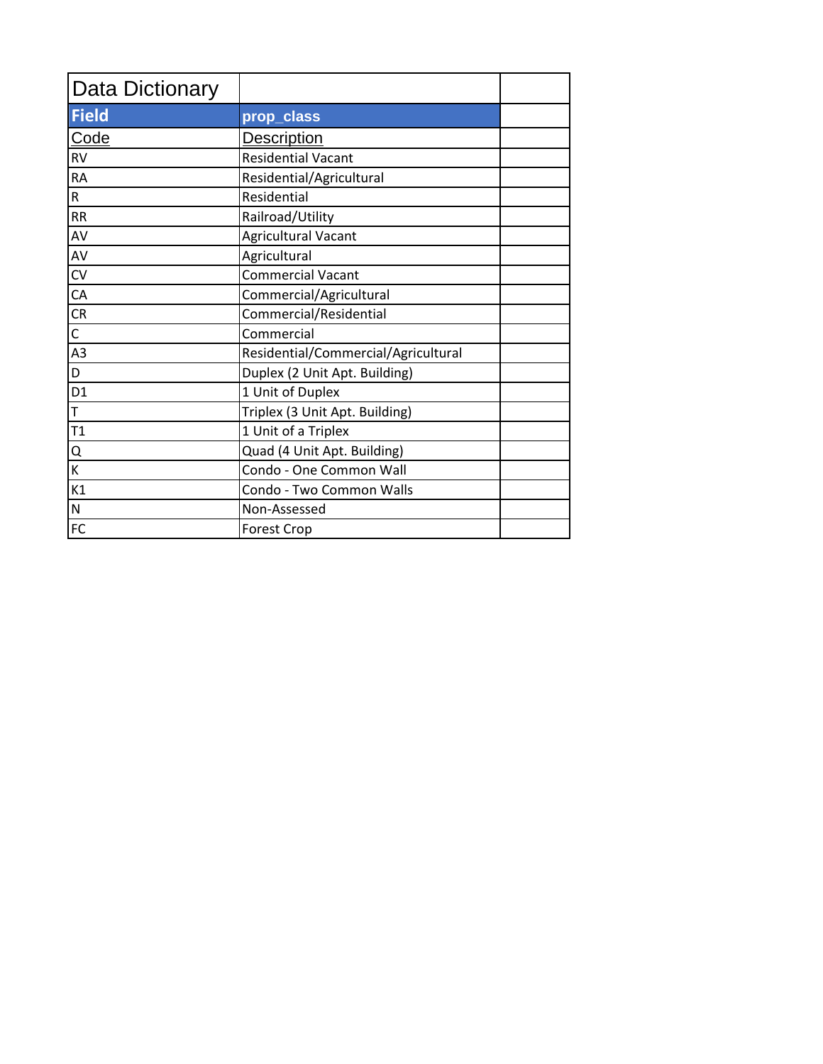# Data Dictionary

| Field | prop_class |
|---|---|
| Code | Description |
| RV | Residential Vacant |
| RA | Residential/Agricultural |
| R | Residential |
| RR | Railroad/Utility |
| AV | Agricultural Vacant |
| AV | Agricultural |
| CV | Commercial Vacant |
| CA | Commercial/Agricultural |
| CR | Commercial/Residential |
| C | Commercial |
| A3 | Residential/Commercial/Agricultural |
| D | Duplex (2 Unit Apt. Building) |
| D1 | 1 Unit of Duplex |
| T | Triplex (3 Unit Apt. Building) |
| T1 | 1 Unit of a Triplex |
| Q | Quad (4 Unit Apt. Building) |
| K | Condo - One Common Wall |
| K1 | Condo - Two Common Walls |
| N | Non-Assessed |
| FC | Forest Crop |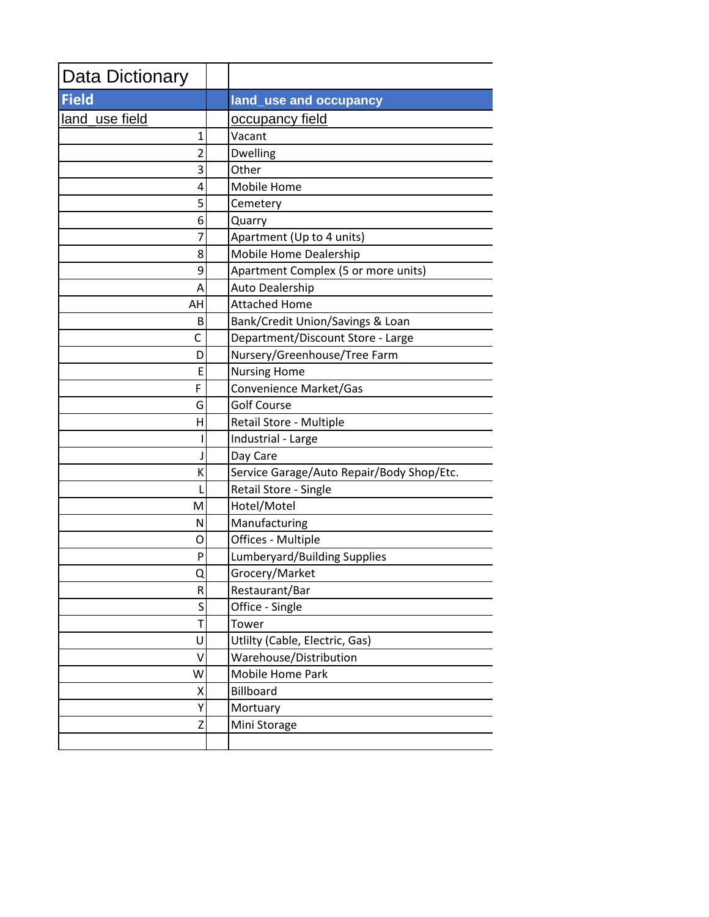# Data Dictionary

| Field | | land_use and occupancy |
|---|---|---|
| land_use field | | occupancy field |
| 1 | | Vacant |
| 2 | | Dwelling |
| 3 | | Other |
| 4 | | Mobile Home |
| 5 | | Cemetery |
| 6 | | Quarry |
| 7 | | Apartment (Up to 4 units) |
| 8 | | Mobile Home Dealership |
| 9 | | Apartment Complex (5 or more units) |
| A | | Auto Dealership |
| AH | | Attached Home |
| B | | Bank/Credit Union/Savings & Loan |
| C | | Department/Discount Store - Large |
| D | | Nursery/Greenhouse/Tree Farm |
| E | | Nursing Home |
| F | | Convenience Market/Gas |
| G | | Golf Course |
| H | | Retail Store - Multiple |
| I | | Industrial - Large |
| J | | Day Care |
| K | | Service Garage/Auto Repair/Body Shop/Etc. |
| L | | Retail Store - Single |
| M | | Hotel/Motel |
| N | | Manufacturing |
| O | | Offices - Multiple |
| P | | Lumberyard/Building Supplies |
| Q | | Grocery/Market |
| R | | Restaurant/Bar |
| S | | Office - Single |
| T | | Tower |
| U | | Utlilty (Cable, Electric, Gas) |
| V | | Warehouse/Distribution |
| W | | Mobile Home Park |
| X | | Billboard |
| Y | | Mortuary |
| Z | | Mini Storage |